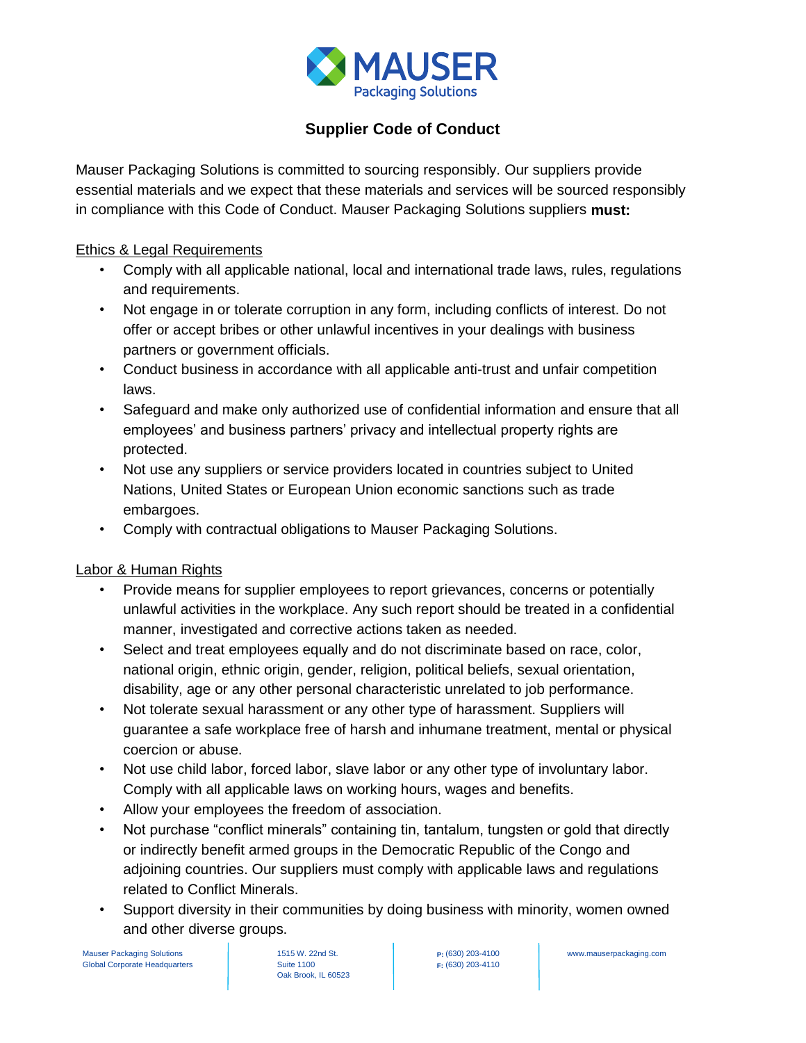# Supplier Code of Conduct

Mauser Packaging Solutions is committed to sourcing responsibly. Our suppliers provide essential materials and we expect that these materials and services will be sourced responsibly in compliance with this Code of Conduct. Mauser Packaging Solutions suppliers **must:**

## Ethics & Legal Requirements

- Comply with all applicable national, local and international trade laws, rules, regulations and requirements.
- Not engage in or tolerate corruption in any form, including conflicts of interest. Do not offer or accept bribes or other unlawful incentives in your dealings with business partners or government officials.
- Conduct business in accordance with all applicable anti-trust and unfair competition laws.
- Safeguard and make only authorized use of confidential information and ensure that all employees' and business partners' privacy and intellectual property rights are protected.
- Not use any suppliers or service providers located in countries subject to United Nations, United States or European Union economic sanctions such as trade embargoes.
- Comply with contractual obligations to Mauser Packaging Solutions.

## Labor & Human Rights

- Provide means for supplier employees to report grievances, concerns or potentially unlawful activities in the workplace. Any such report should be treated in a confidential manner, investigated and corrective actions taken as needed.
- Select and treat employees equally and do not discriminate based on race, color, national origin, ethnic origin, gender, religion, political beliefs, sexual orientation, disability, age or any other personal characteristic unrelated to job performance.
- Not tolerate sexual harassment or any other type of harassment. Suppliers will guarantee a safe workplace free of harsh and inhumane treatment, mental or physical coercion or abuse.
- Not use child labor, forced labor, slave labor or any other type of involuntary labor. Comply with all applicable laws on working hours, wages and benefits.
- Allow your employees the freedom of association.
- Not purchase "conflict minerals" containing tin, tantalum, tungsten or gold that directly or indirectly benefit armed groups in the Democratic Republic of the Congo and adjoining countries. Our suppliers must comply with applicable laws and regulations related to Conflict Minerals.
- Support diversity in their communities by doing business with minority, women owned and other diverse groups.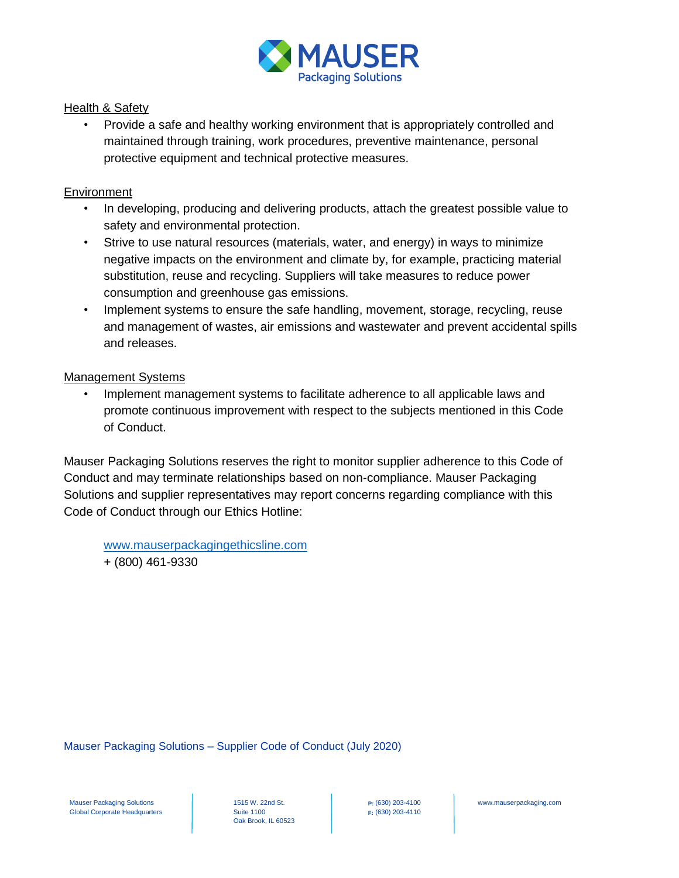Health & Safety

- Provide a safe and healthy working environment that is appropriately controlled and maintained through training, work procedures, preventive maintenance, personal protective equipment and technical protective measures.

Environment

- In developing, producing and delivering products, attach the greatest possible value to safety and environmental protection.
- Strive to use natural resources (materials, water, and energy) in ways to minimize negative impacts on the environment and climate by, for example, practicing material substitution, reuse and recycling. Suppliers will take measures to reduce power consumption and greenhouse gas emissions.
- Implement systems to ensure the safe handling, movement, storage, recycling, reuse and management of wastes, air emissions and wastewater and prevent accidental spills and releases.

Management Systems

- Implement management systems to facilitate adherence to all applicable laws and promote continuous improvement with respect to the subjects mentioned in this Code of Conduct.

Mauser Packaging Solutions reserves the right to monitor supplier adherence to this Code of Conduct and may terminate relationships based on non-compliance. Mauser Packaging Solutions and supplier representatives may report concerns regarding compliance with this Code of Conduct through our Ethics Hotline:

www.mauserpackagingethicsline.com
+ (800) 461-9330

Mauser Packaging Solutions – Supplier Code of Conduct (July 2020)